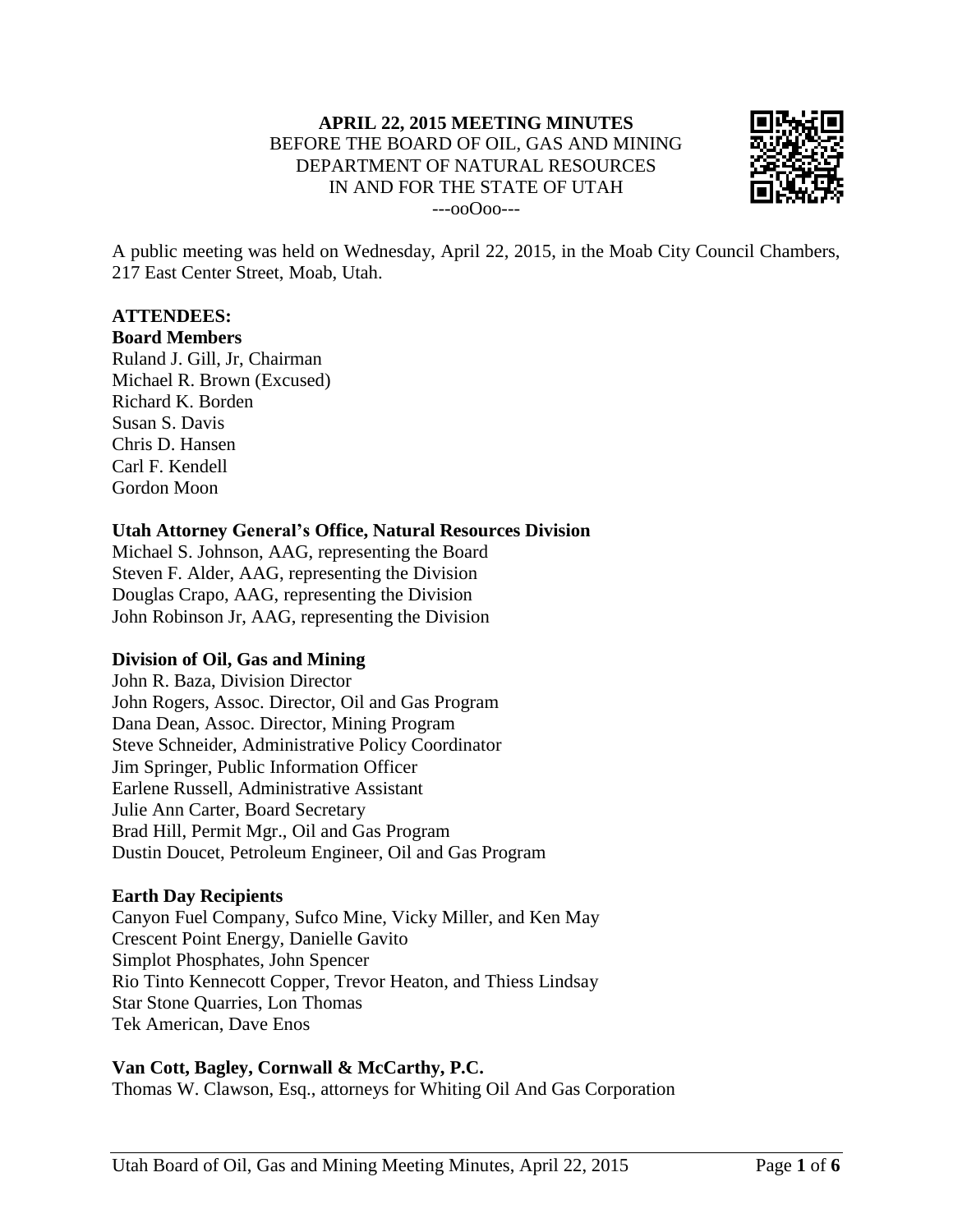**APRIL 22, 2015 MEETING MINUTES**
BEFORE THE BOARD OF OIL, GAS AND MINING
DEPARTMENT OF NATURAL RESOURCES
IN AND FOR THE STATE OF UTAH
---ooOoo---

A public meeting was held on Wednesday, April 22, 2015, in the Moab City Council Chambers, 217 East Center Street, Moab, Utah.

**ATTENDEES:**

**Board Members**

Ruland J. Gill, Jr, Chairman
Michael R. Brown (Excused)
Richard K. Borden
Susan S. Davis
Chris D. Hansen
Carl F. Kendell
Gordon Moon

**Utah Attorney General's Office, Natural Resources Division**

Michael S. Johnson, AAG, representing the Board
Steven F. Alder, AAG, representing the Division
Douglas Crapo, AAG, representing the Division
John Robinson Jr, AAG, representing the Division

**Division of Oil, Gas and Mining**

John R. Baza, Division Director
John Rogers, Assoc. Director, Oil and Gas Program
Dana Dean, Assoc. Director, Mining Program
Steve Schneider, Administrative Policy Coordinator
Jim Springer, Public Information Officer
Earlene Russell, Administrative Assistant
Julie Ann Carter, Board Secretary
Brad Hill, Permit Mgr., Oil and Gas Program
Dustin Doucet, Petroleum Engineer, Oil and Gas Program

**Earth Day Recipients**

Canyon Fuel Company, Sufco Mine, Vicky Miller, and Ken May
Crescent Point Energy, Danielle Gavito
Simplot Phosphates, John Spencer
Rio Tinto Kennecott Copper, Trevor Heaton, and Thiess Lindsay
Star Stone Quarries, Lon Thomas
Tek American, Dave Enos

**Van Cott, Bagley, Cornwall & McCarthy, P.C.**

Thomas W. Clawson, Esq., attorneys for Whiting Oil And Gas Corporation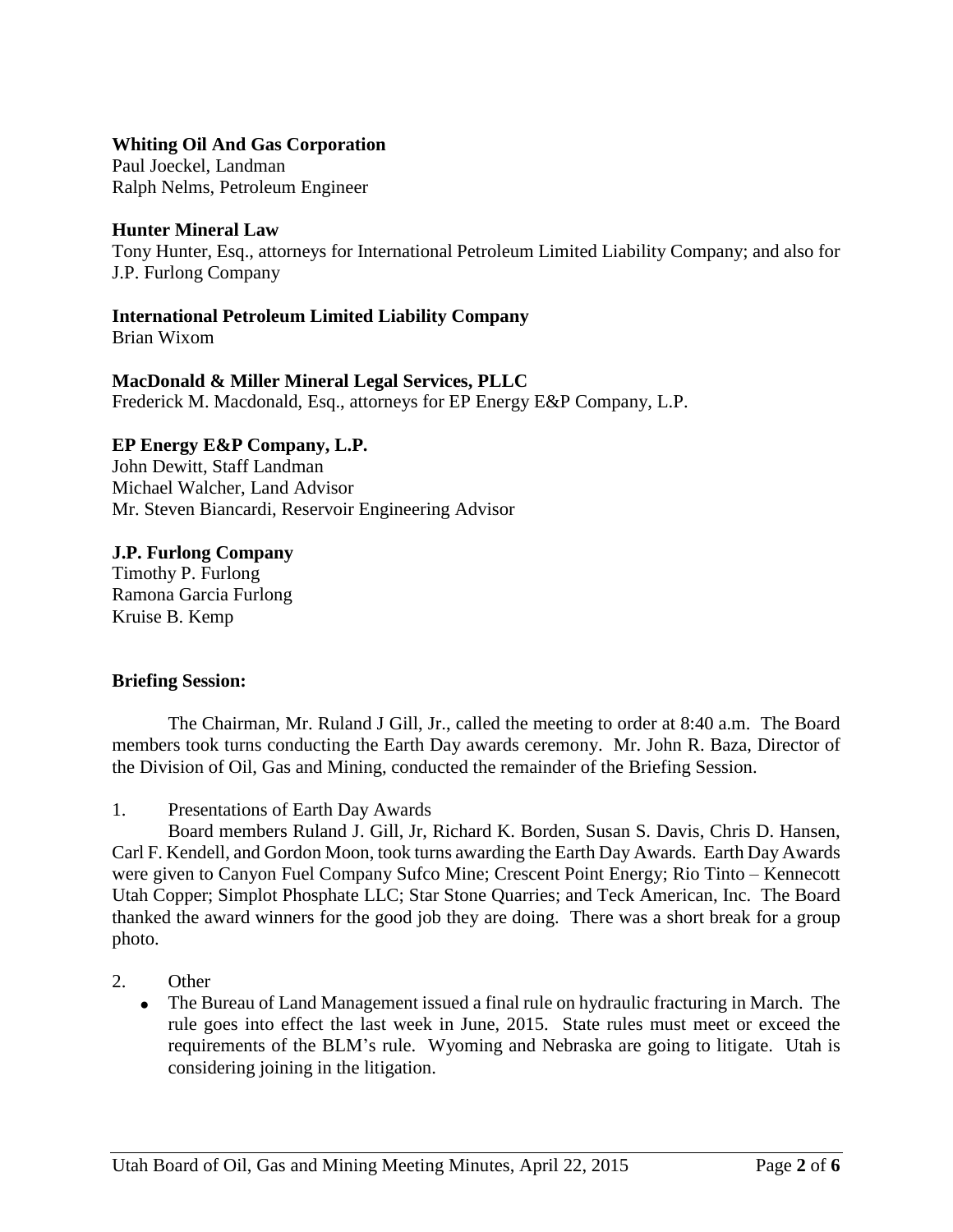**Whiting Oil And Gas Corporation**
Paul Joeckel, Landman
Ralph Nelms, Petroleum Engineer

**Hunter Mineral Law**
Tony Hunter, Esq., attorneys for International Petroleum Limited Liability Company; and also for J.P. Furlong Company

**International Petroleum Limited Liability Company**
Brian Wixom

**MacDonald & Miller Mineral Legal Services, PLLC**
Frederick M. Macdonald, Esq., attorneys for EP Energy E&P Company, L.P.

**EP Energy E&P Company, L.P.**
John Dewitt, Staff Landman
Michael Walcher, Land Advisor
Mr. Steven Biancardi, Reservoir Engineering Advisor

**J.P. Furlong Company**
Timothy P. Furlong
Ramona Garcia Furlong
Kruise B. Kemp

**Briefing Session:**

The Chairman, Mr. Ruland J Gill, Jr., called the meeting to order at 8:40 a.m. The Board members took turns conducting the Earth Day awards ceremony. Mr. John R. Baza, Director of the Division of Oil, Gas and Mining, conducted the remainder of the Briefing Session.

1. Presentations of Earth Day Awards

   Board members Ruland J. Gill, Jr, Richard K. Borden, Susan S. Davis, Chris D. Hansen, Carl F. Kendell, and Gordon Moon, took turns awarding the Earth Day Awards. Earth Day Awards were given to Canyon Fuel Company Sufco Mine; Crescent Point Energy; Rio Tinto – Kennecott Utah Copper; Simplot Phosphate LLC; Star Stone Quarries; and Teck American, Inc. The Board thanked the award winners for the good job they are doing. There was a short break for a group photo.

2. Other
   - The Bureau of Land Management issued a final rule on hydraulic fracturing in March. The rule goes into effect the last week in June, 2015. State rules must meet or exceed the requirements of the BLM's rule. Wyoming and Nebraska are going to litigate. Utah is considering joining in the litigation.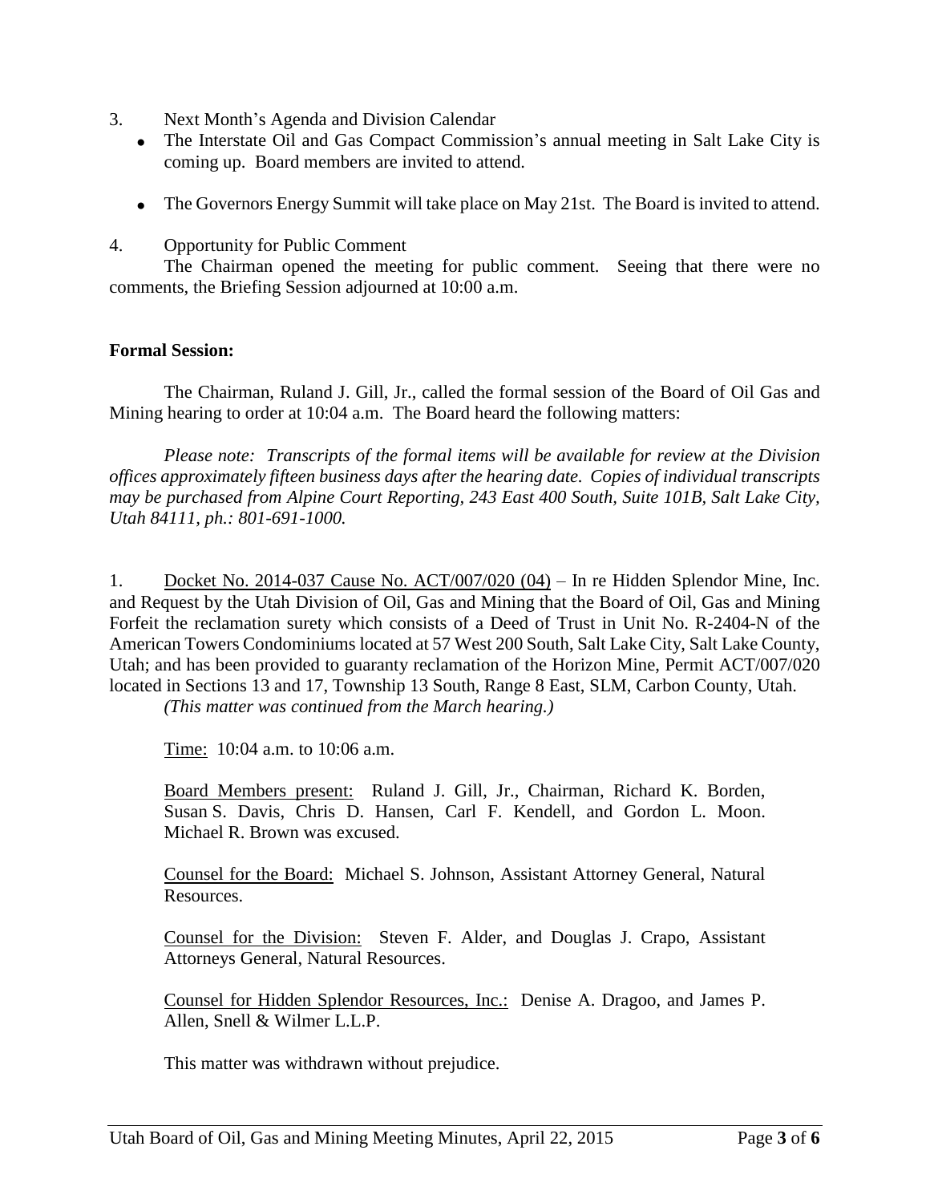3. Next Month's Agenda and Division Calendar
   - The Interstate Oil and Gas Compact Commission's annual meeting in Salt Lake City is coming up. Board members are invited to attend.
   - The Governors Energy Summit will take place on May 21st. The Board is invited to attend.

4. Opportunity for Public Comment

The Chairman opened the meeting for public comment. Seeing that there were no comments, the Briefing Session adjourned at 10:00 a.m.

**Formal Session:**

The Chairman, Ruland J. Gill, Jr., called the formal session of the Board of Oil Gas and Mining hearing to order at 10:04 a.m. The Board heard the following matters:

*Please note: Transcripts of the formal items will be available for review at the Division offices approximately fifteen business days after the hearing date. Copies of individual transcripts may be purchased from Alpine Court Reporting, 243 East 400 South, Suite 101B, Salt Lake City, Utah 84111, ph.: 801-691-1000.*

1. Docket No. 2014-037 Cause No. ACT/007/020 (04) – In re Hidden Splendor Mine, Inc. and Request by the Utah Division of Oil, Gas and Mining that the Board of Oil, Gas and Mining Forfeit the reclamation surety which consists of a Deed of Trust in Unit No. R-2404-N of the American Towers Condominiums located at 57 West 200 South, Salt Lake City, Salt Lake County, Utah; and has been provided to guaranty reclamation of the Horizon Mine, Permit ACT/007/020 located in Sections 13 and 17, Township 13 South, Range 8 East, SLM, Carbon County, Utah. *(This matter was continued from the March hearing.)*

   Time: 10:04 a.m. to 10:06 a.m.

   Board Members present: Ruland J. Gill, Jr., Chairman, Richard K. Borden, Susan S. Davis, Chris D. Hansen, Carl F. Kendell, and Gordon L. Moon. Michael R. Brown was excused.

   Counsel for the Board: Michael S. Johnson, Assistant Attorney General, Natural Resources.

   Counsel for the Division: Steven F. Alder, and Douglas J. Crapo, Assistant Attorneys General, Natural Resources.

   Counsel for Hidden Splendor Resources, Inc.: Denise A. Dragoo, and James P. Allen, Snell & Wilmer L.L.P.

   This matter was withdrawn without prejudice.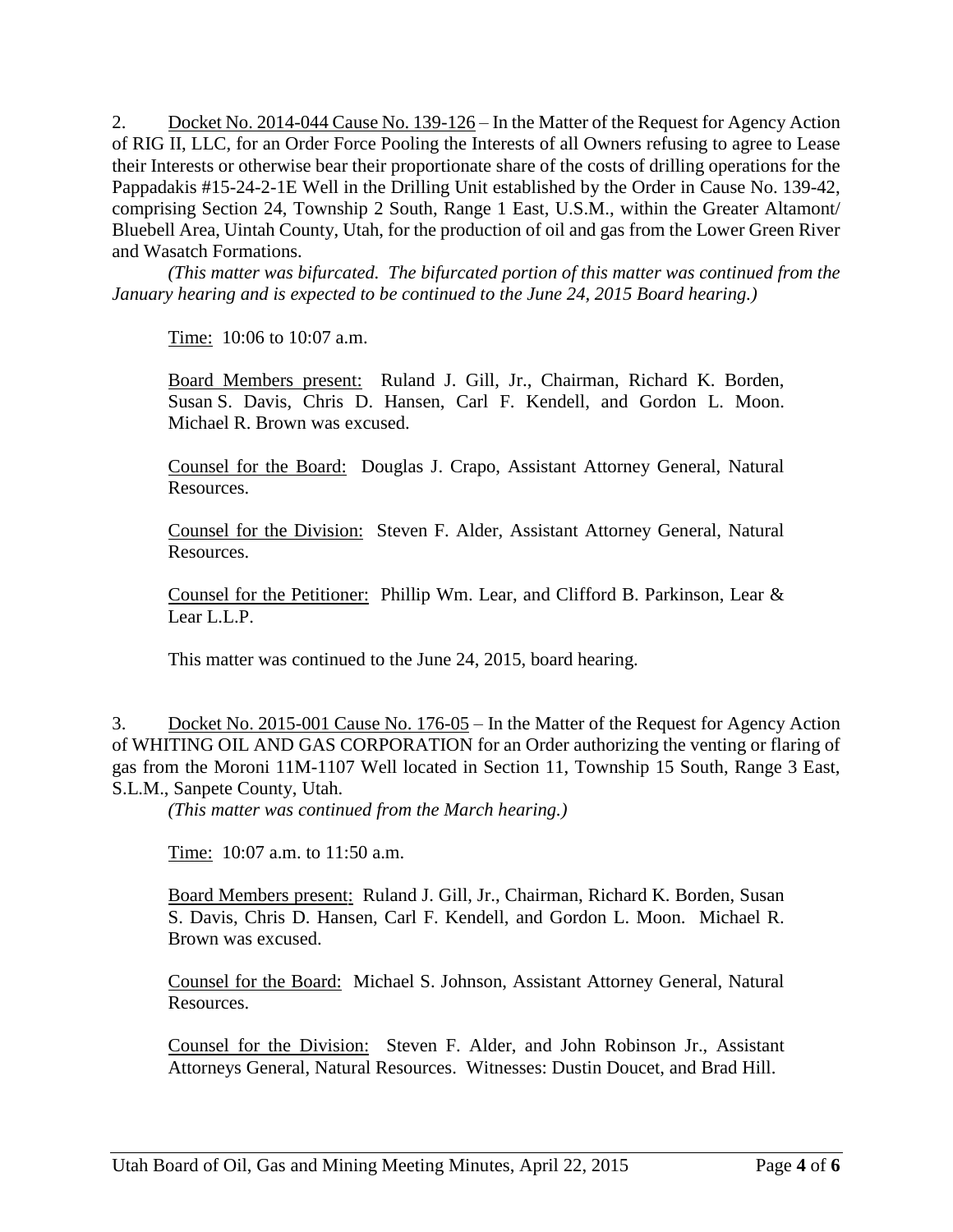2. Docket No. 2014-044 Cause No. 139-126 – In the Matter of the Request for Agency Action of RIG II, LLC, for an Order Force Pooling the Interests of all Owners refusing to agree to Lease their Interests or otherwise bear their proportionate share of the costs of drilling operations for the Pappadakis #15-24-2-1E Well in the Drilling Unit established by the Order in Cause No. 139-42, comprising Section 24, Township 2 South, Range 1 East, U.S.M., within the Greater Altamont/ Bluebell Area, Uintah County, Utah, for the production of oil and gas from the Lower Green River and Wasatch Formations.

*(This matter was bifurcated. The bifurcated portion of this matter was continued from the January hearing and is expected to be continued to the June 24, 2015 Board hearing.)*

Time: 10:06 to 10:07 a.m.

Board Members present: Ruland J. Gill, Jr., Chairman, Richard K. Borden, Susan S. Davis, Chris D. Hansen, Carl F. Kendell, and Gordon L. Moon. Michael R. Brown was excused.

Counsel for the Board: Douglas J. Crapo, Assistant Attorney General, Natural Resources.

Counsel for the Division: Steven F. Alder, Assistant Attorney General, Natural Resources.

Counsel for the Petitioner: Phillip Wm. Lear, and Clifford B. Parkinson, Lear & Lear L.L.P.

This matter was continued to the June 24, 2015, board hearing.

3. Docket No. 2015-001 Cause No. 176-05 – In the Matter of the Request for Agency Action of WHITING OIL AND GAS CORPORATION for an Order authorizing the venting or flaring of gas from the Moroni 11M-1107 Well located in Section 11, Township 15 South, Range 3 East, S.L.M., Sanpete County, Utah.

*(This matter was continued from the March hearing.)*

Time: 10:07 a.m. to 11:50 a.m.

Board Members present: Ruland J. Gill, Jr., Chairman, Richard K. Borden, Susan S. Davis, Chris D. Hansen, Carl F. Kendell, and Gordon L. Moon. Michael R. Brown was excused.

Counsel for the Board: Michael S. Johnson, Assistant Attorney General, Natural Resources.

Counsel for the Division: Steven F. Alder, and John Robinson Jr., Assistant Attorneys General, Natural Resources. Witnesses: Dustin Doucet, and Brad Hill.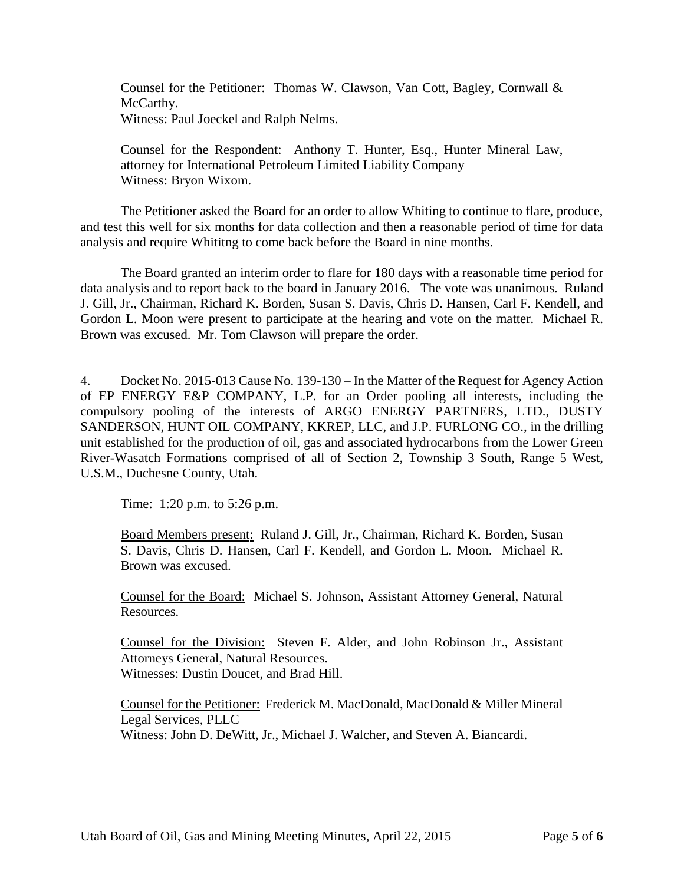Counsel for the Petitioner: Thomas W. Clawson, Van Cott, Bagley, Cornwall & McCarthy.
Witness: Paul Joeckel and Ralph Nelms.

Counsel for the Respondent: Anthony T. Hunter, Esq., Hunter Mineral Law, attorney for International Petroleum Limited Liability Company
Witness: Bryon Wixom.

The Petitioner asked the Board for an order to allow Whiting to continue to flare, produce, and test this well for six months for data collection and then a reasonable period of time for data analysis and require Whititng to come back before the Board in nine months.

The Board granted an interim order to flare for 180 days with a reasonable time period for data analysis and to report back to the board in January 2016. The vote was unanimous. Ruland J. Gill, Jr., Chairman, Richard K. Borden, Susan S. Davis, Chris D. Hansen, Carl F. Kendell, and Gordon L. Moon were present to participate at the hearing and vote on the matter. Michael R. Brown was excused. Mr. Tom Clawson will prepare the order.

4. Docket No. 2015-013 Cause No. 139-130 – In the Matter of the Request for Agency Action of EP ENERGY E&P COMPANY, L.P. for an Order pooling all interests, including the compulsory pooling of the interests of ARGO ENERGY PARTNERS, LTD., DUSTY SANDERSON, HUNT OIL COMPANY, KKREP, LLC, and J.P. FURLONG CO., in the drilling unit established for the production of oil, gas and associated hydrocarbons from the Lower Green River-Wasatch Formations comprised of all of Section 2, Township 3 South, Range 5 West, U.S.M., Duchesne County, Utah.

Time: 1:20 p.m. to 5:26 p.m.

Board Members present: Ruland J. Gill, Jr., Chairman, Richard K. Borden, Susan S. Davis, Chris D. Hansen, Carl F. Kendell, and Gordon L. Moon. Michael R. Brown was excused.

Counsel for the Board: Michael S. Johnson, Assistant Attorney General, Natural Resources.

Counsel for the Division: Steven F. Alder, and John Robinson Jr., Assistant Attorneys General, Natural Resources.
Witnesses: Dustin Doucet, and Brad Hill.

Counsel for the Petitioner: Frederick M. MacDonald, MacDonald & Miller Mineral Legal Services, PLLC
Witness: John D. DeWitt, Jr., Michael J. Walcher, and Steven A. Biancardi.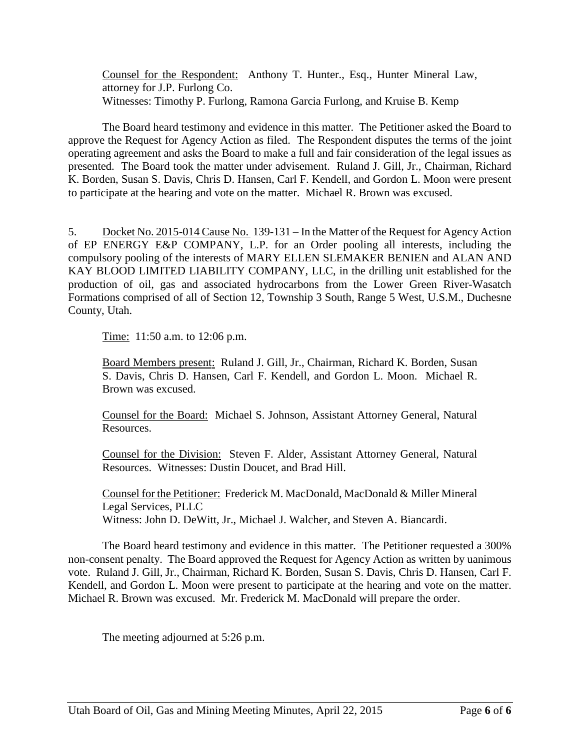Counsel for the Respondent: Anthony T. Hunter., Esq., Hunter Mineral Law, attorney for J.P. Furlong Co.
Witnesses: Timothy P. Furlong, Ramona Garcia Furlong, and Kruise B. Kemp

The Board heard testimony and evidence in this matter. The Petitioner asked the Board to approve the Request for Agency Action as filed. The Respondent disputes the terms of the joint operating agreement and asks the Board to make a full and fair consideration of the legal issues as presented. The Board took the matter under advisement. Ruland J. Gill, Jr., Chairman, Richard K. Borden, Susan S. Davis, Chris D. Hansen, Carl F. Kendell, and Gordon L. Moon were present to participate at the hearing and vote on the matter. Michael R. Brown was excused.

5. Docket No. 2015-014 Cause No. 139-131 – In the Matter of the Request for Agency Action of EP ENERGY E&P COMPANY, L.P. for an Order pooling all interests, including the compulsory pooling of the interests of MARY ELLEN SLEMAKER BENIEN and ALAN AND KAY BLOOD LIMITED LIABILITY COMPANY, LLC, in the drilling unit established for the production of oil, gas and associated hydrocarbons from the Lower Green River-Wasatch Formations comprised of all of Section 12, Township 3 South, Range 5 West, U.S.M., Duchesne County, Utah.

Time: 11:50 a.m. to 12:06 p.m.

Board Members present: Ruland J. Gill, Jr., Chairman, Richard K. Borden, Susan S. Davis, Chris D. Hansen, Carl F. Kendell, and Gordon L. Moon. Michael R. Brown was excused.

Counsel for the Board: Michael S. Johnson, Assistant Attorney General, Natural Resources.

Counsel for the Division: Steven F. Alder, Assistant Attorney General, Natural Resources. Witnesses: Dustin Doucet, and Brad Hill.

Counsel for the Petitioner: Frederick M. MacDonald, MacDonald & Miller Mineral Legal Services, PLLC
Witness: John D. DeWitt, Jr., Michael J. Walcher, and Steven A. Biancardi.

The Board heard testimony and evidence in this matter. The Petitioner requested a 300% non-consent penalty. The Board approved the Request for Agency Action as written by uanimous vote. Ruland J. Gill, Jr., Chairman, Richard K. Borden, Susan S. Davis, Chris D. Hansen, Carl F. Kendell, and Gordon L. Moon were present to participate at the hearing and vote on the matter. Michael R. Brown was excused. Mr. Frederick M. MacDonald will prepare the order.

The meeting adjourned at 5:26 p.m.